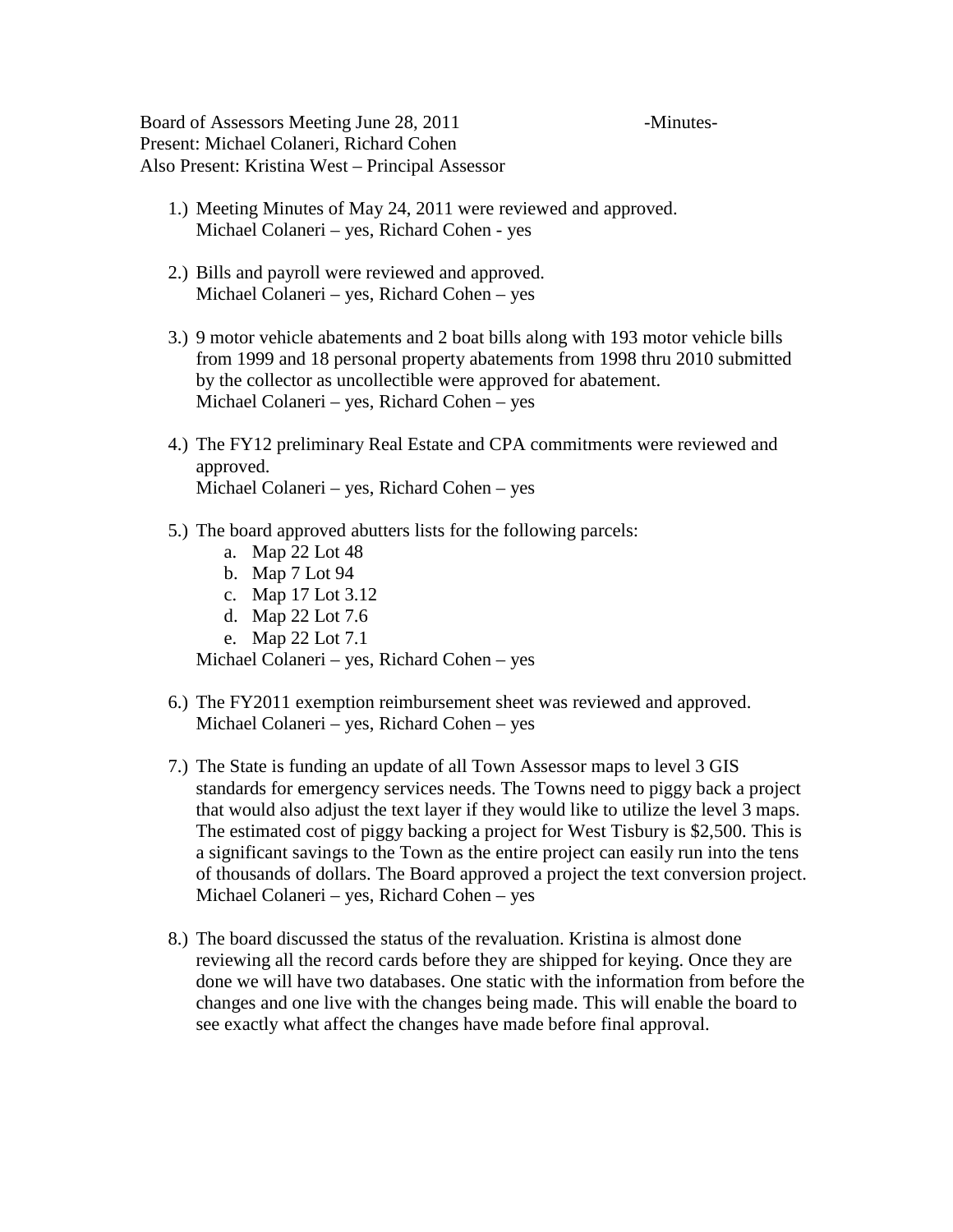Board of Assessors Meeting June 28, 2011 -Minutes-

Present: Michael Colaneri, Richard Cohen

Also Present: Kristina West – Principal Assessor

1.) Meeting Minutes of May 24, 2011 were reviewed and approved.
    Michael Colaneri – yes, Richard Cohen - yes

2.) Bills and payroll were reviewed and approved.
    Michael Colaneri – yes, Richard Cohen – yes

3.) 9 motor vehicle abatements and 2 boat bills along with 193 motor vehicle bills from 1999 and 18 personal property abatements from 1998 thru 2010 submitted by the collector as uncollectible were approved for abatement.
    Michael Colaneri – yes, Richard Cohen – yes

4.) The FY12 preliminary Real Estate and CPA commitments were reviewed and approved.
    Michael Colaneri – yes, Richard Cohen – yes

5.) The board approved abutters lists for the following parcels:
    a. Map 22 Lot 48
    b. Map 7 Lot 94
    c. Map 17 Lot 3.12
    d. Map 22 Lot 7.6
    e. Map 22 Lot 7.1

    Michael Colaneri – yes, Richard Cohen – yes

6.) The FY2011 exemption reimbursement sheet was reviewed and approved.
    Michael Colaneri – yes, Richard Cohen – yes

7.) The State is funding an update of all Town Assessor maps to level 3 GIS standards for emergency services needs. The Towns need to piggy back a project that would also adjust the text layer if they would like to utilize the level 3 maps. The estimated cost of piggy backing a project for West Tisbury is $2,500. This is a significant savings to the Town as the entire project can easily run into the tens of thousands of dollars. The Board approved a project the text conversion project.
    Michael Colaneri – yes, Richard Cohen – yes

8.) The board discussed the status of the revaluation. Kristina is almost done reviewing all the record cards before they are shipped for keying. Once they are done we will have two databases. One static with the information from before the changes and one live with the changes being made. This will enable the board to see exactly what affect the changes have made before final approval.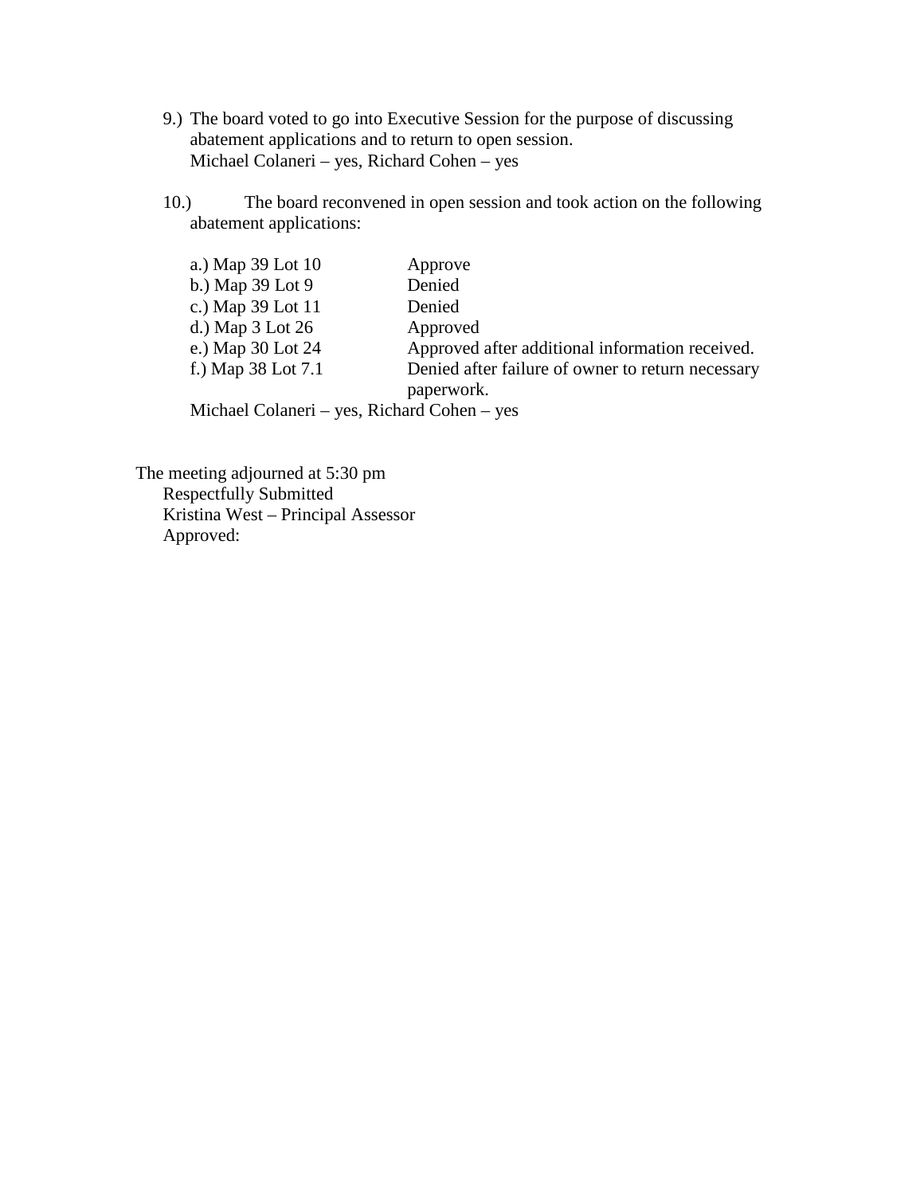9.) The board voted to go into Executive Session for the purpose of discussing abatement applications and to return to open session.
Michael Colaneri – yes, Richard Cohen – yes

10.) The board reconvened in open session and took action on the following abatement applications:

| | |
|---|---|
| a.) Map 39 Lot 10 | Approve |
| b.) Map 39 Lot 9 | Denied |
| c.) Map 39 Lot 11 | Denied |
| d.) Map 3 Lot 26 | Approved |
| e.) Map 30 Lot 24 | Approved after additional information received. |
| f.) Map 38 Lot 7.1 | Denied after failure of owner to return necessary paperwork. |

Michael Colaneri – yes, Richard Cohen – yes

The meeting adjourned at 5:30 pm

Respectfully Submitted
Kristina West – Principal Assessor
Approved: